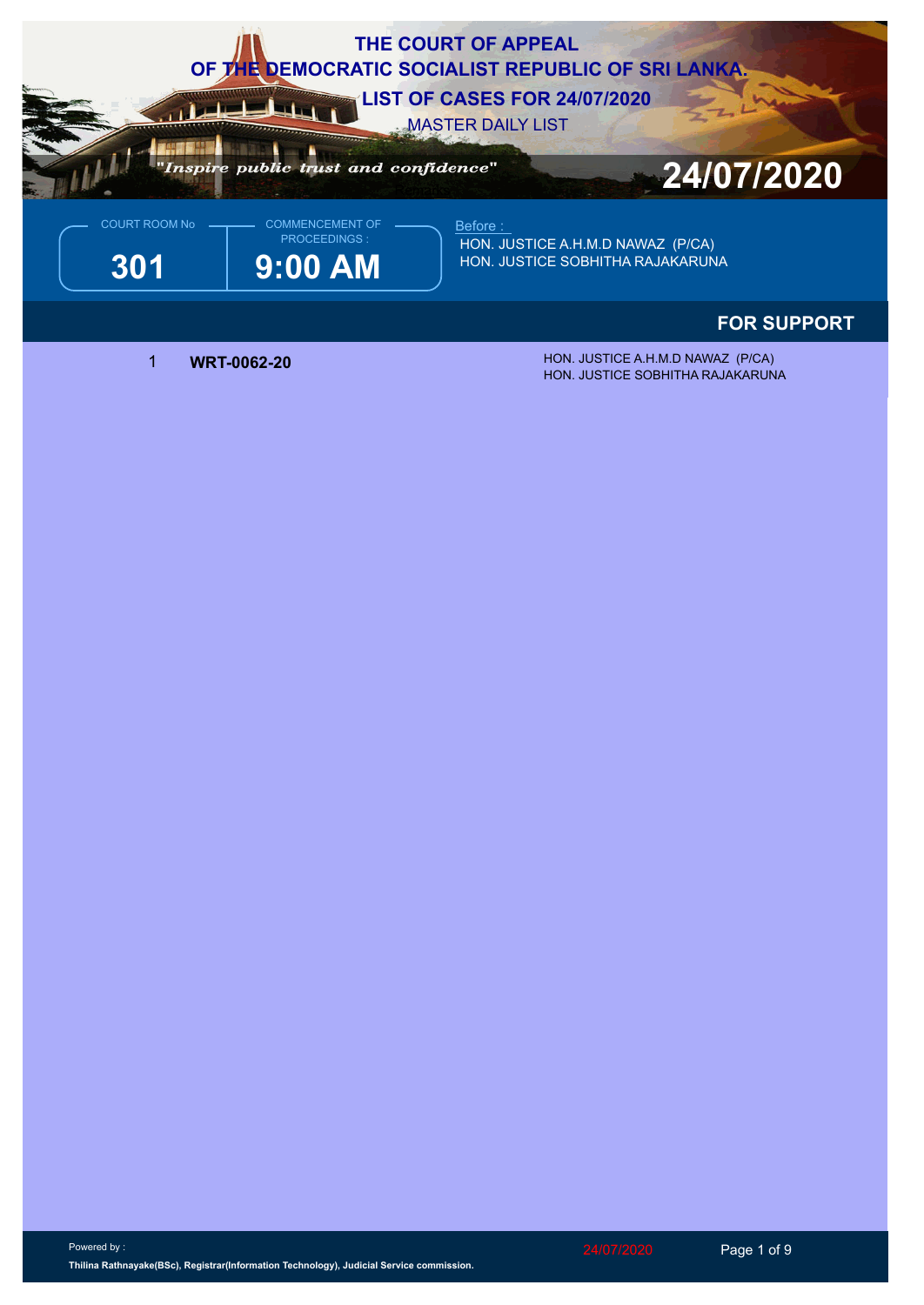# THE COURT OF APPEAL OF THE DEMOCRATIC SOCIALIST REPUBLIC OF SRI LANKA.

## LIST OF CASES FOR 24/07/2020

MASTER DAILY LIST

*"Inspire public trust and confidence"*

**24/07/2020**

| COURT ROOM No | COMMENCEMENT OF PROCEEDINGS : |
|---|---|
| **301** | **9:00 AM** |

Before :
HON. JUSTICE A.H.M.D NAWAZ (P/CA)
HON. JUSTICE SOBHITHA RAJAKARUNA

### FOR SUPPORT

| | | |
|---|---|---|
| 1 | **WRT-0062-20** | HON. JUSTICE A.H.M.D NAWAZ (P/CA)<br>HON. JUSTICE SOBHITHA RAJAKARUNA |

Powered by :
**Thilina Rathnayake(BSc), Registrar(Information Technology), Judicial Service commission.**

24/07/2020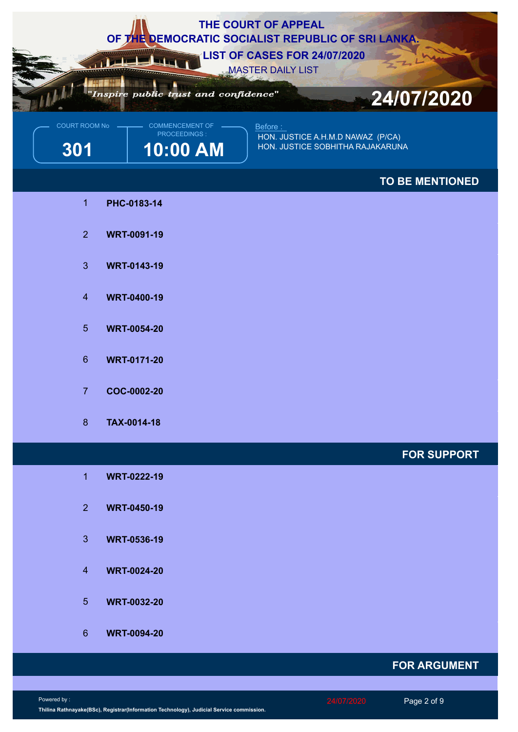# THE COURT OF APPEAL
# OF THE DEMOCRATIC SOCIALIST REPUBLIC OF SRI LANKA.
## LIST OF CASES FOR 24/07/2020
MASTER DAILY LIST

*"Inspire public trust and confidence"*

**24/07/2020**

COURT ROOM No: **301**

COMMENCEMENT OF PROCEEDINGS: **10:00 AM**

Before :
HON. JUSTICE A.H.M.D NAWAZ (P/CA)
HON. JUSTICE SOBHITHA RAJAKARUNA

## TO BE MENTIONED

| No | Case |
|---|---|
| 1 | **PHC-0183-14** |
| 2 | **WRT-0091-19** |
| 3 | **WRT-0143-19** |
| 4 | **WRT-0400-19** |
| 5 | **WRT-0054-20** |
| 6 | **WRT-0171-20** |
| 7 | **COC-0002-20** |
| 8 | **TAX-0014-18** |

## FOR SUPPORT

| No | Case |
|---|---|
| 1 | **WRT-0222-19** |
| 2 | **WRT-0450-19** |
| 3 | **WRT-0536-19** |
| 4 | **WRT-0024-20** |
| 5 | **WRT-0032-20** |
| 6 | **WRT-0094-20** |

## FOR ARGUMENT

Powered by :
Thilina Rathnayake(BSc), Registrar(Information Technology), Judicial Service commission.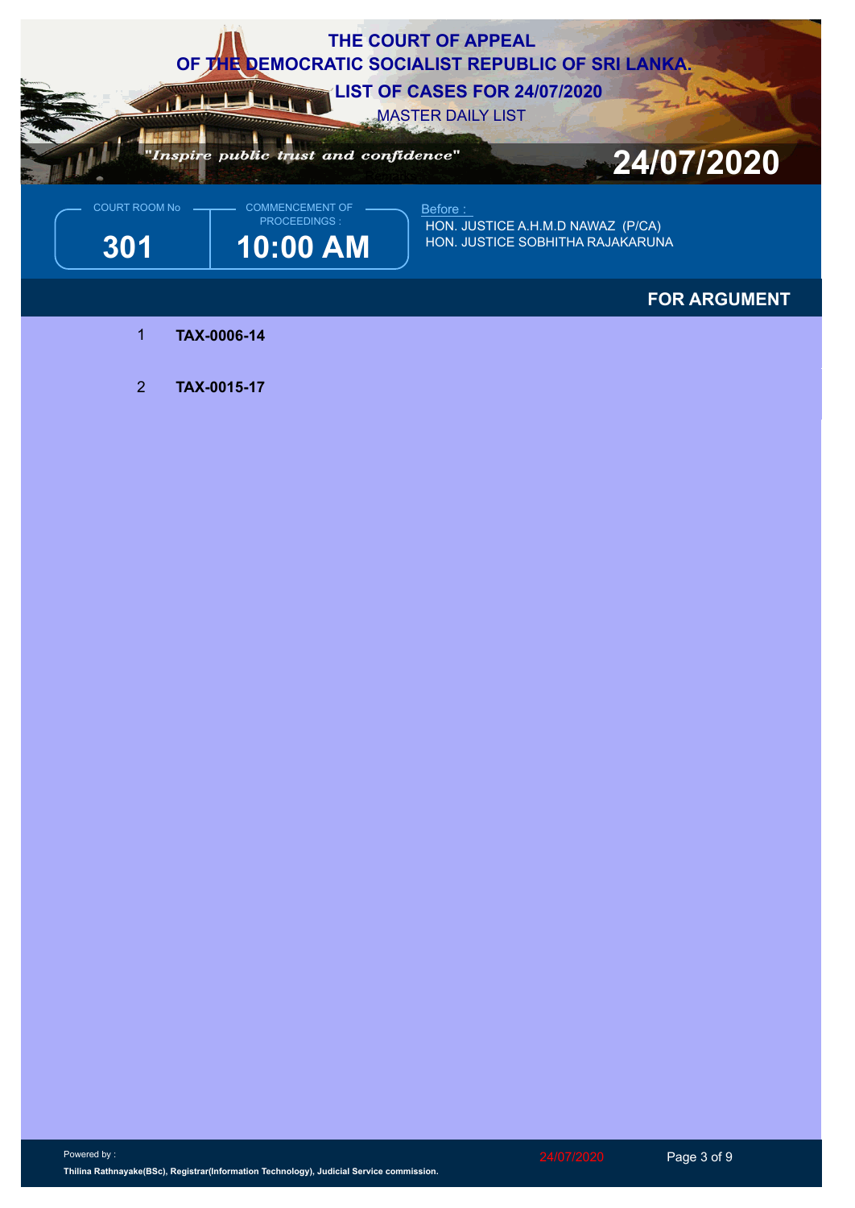# THE COURT OF APPEAL
# OF THE DEMOCRATIC SOCIALIST REPUBLIC OF SRI LANKA.
## LIST OF CASES FOR 24/07/2020
MASTER DAILY LIST

*"Inspire public trust and confidence"*

**24/07/2020**

COURT ROOM No: **301**

COMMENCEMENT OF PROCEEDINGS : **10:00 AM**

Before :
HON. JUSTICE A.H.M.D NAWAZ (P/CA)
HON. JUSTICE SOBHITHA RAJAKARUNA

## FOR ARGUMENT

1. **TAX-0006-14**
2. **TAX-0015-17**

Powered by :
**Thilina Rathnayake(BSc), Registrar(Information Technology), Judicial Service commission.**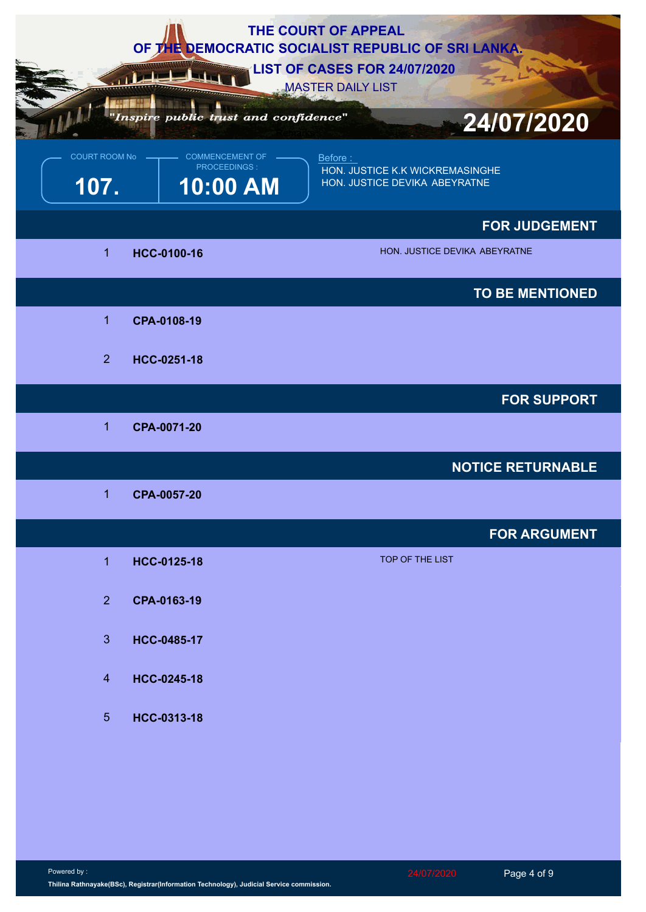# THE COURT OF APPEAL
# OF THE DEMOCRATIC SOCIALIST REPUBLIC OF SRI LANKA.
## LIST OF CASES FOR 24/07/2020
MASTER DAILY LIST

*"Inspire public trust and confidence"*

**24/07/2020**

| COURT ROOM No | COMMENCEMENT OF PROCEEDINGS : |
|---|---|
| **107.** | **10:00 AM** |

Before :
HON. JUSTICE K.K WICKREMASINGHE
HON. JUSTICE DEVIKA ABEYRATNE

### FOR JUDGEMENT

| | | |
|---|---|---|
| 1 | **HCC-0100-16** | HON. JUSTICE DEVIKA ABEYRATNE |

### TO BE MENTIONED

| | |
|---|---|
| 1 | **CPA-0108-19** |
| 2 | **HCC-0251-18** |

### FOR SUPPORT

| | |
|---|---|
| 1 | **CPA-0071-20** |

### NOTICE RETURNABLE

| | |
|---|---|
| 1 | **CPA-0057-20** |

### FOR ARGUMENT

| | | |
|---|---|---|
| 1 | **HCC-0125-18** | TOP OF THE LIST |
| 2 | **CPA-0163-19** | |
| 3 | **HCC-0485-17** | |
| 4 | **HCC-0245-18** | |
| 5 | **HCC-0313-18** | |

Powered by :
**Thilina Rathnayake(BSc), Registrar(Information Technology), Judicial Service commission.**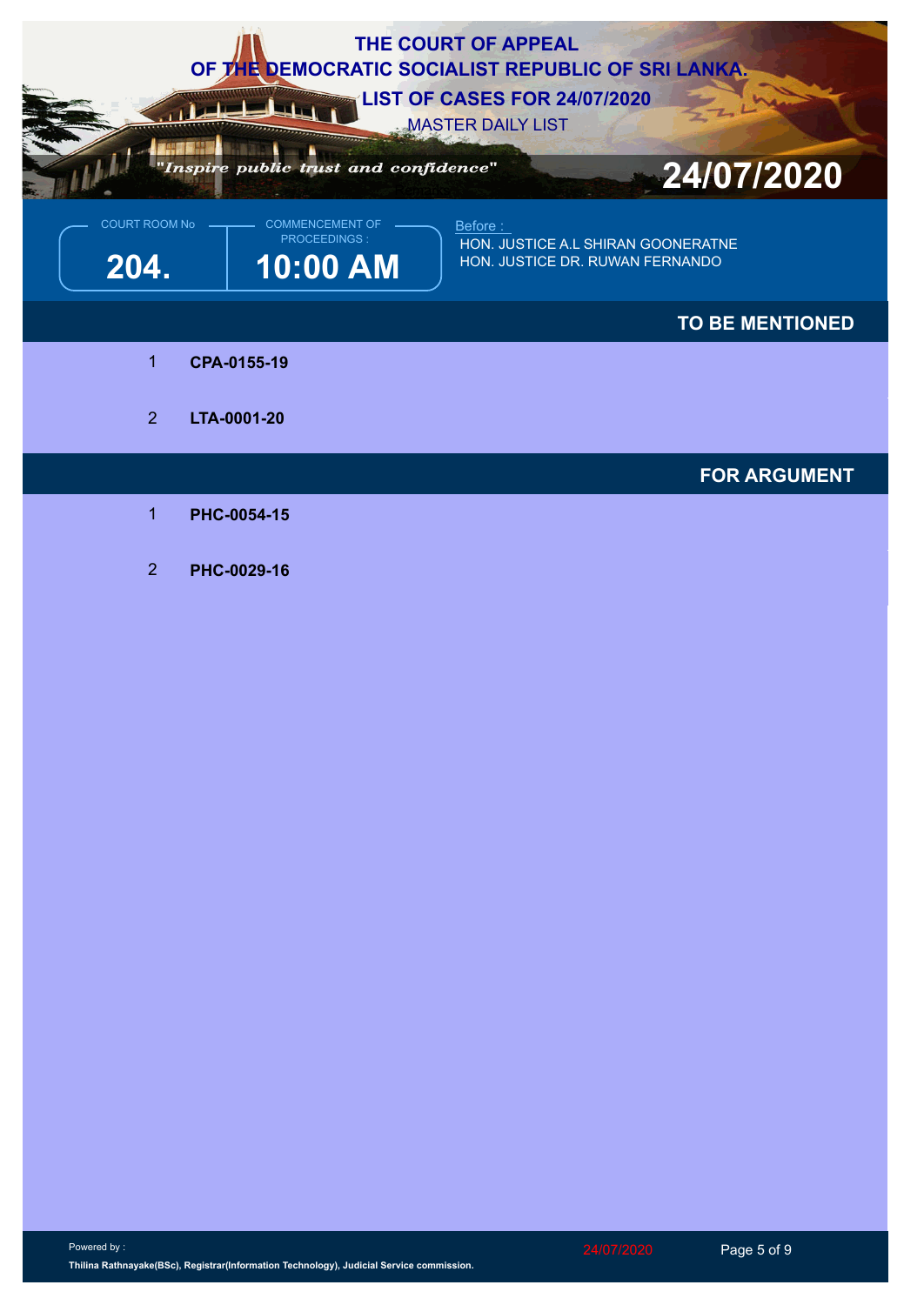# THE COURT OF APPEAL
# OF THE DEMOCRATIC SOCIALIST REPUBLIC OF SRI LANKA.
## LIST OF CASES FOR 24/07/2020
MASTER DAILY LIST

*"Inspire public trust and confidence"*

**24/07/2020**

| COURT ROOM No | COMMENCEMENT OF PROCEEDINGS : |
|---|---|
| **204.** | **10:00 AM** |

Before :
HON. JUSTICE A.L SHIRAN GOONERATNE
HON. JUSTICE DR. RUWAN FERNANDO

### TO BE MENTIONED

1 **CPA-0155-19**

2 **LTA-0001-20**

### FOR ARGUMENT

1 **PHC-0054-15**

2 **PHC-0029-16**

Powered by :
**Thilina Rathnayake(BSc), Registrar(Information Technology), Judicial Service commission.**

24/07/2020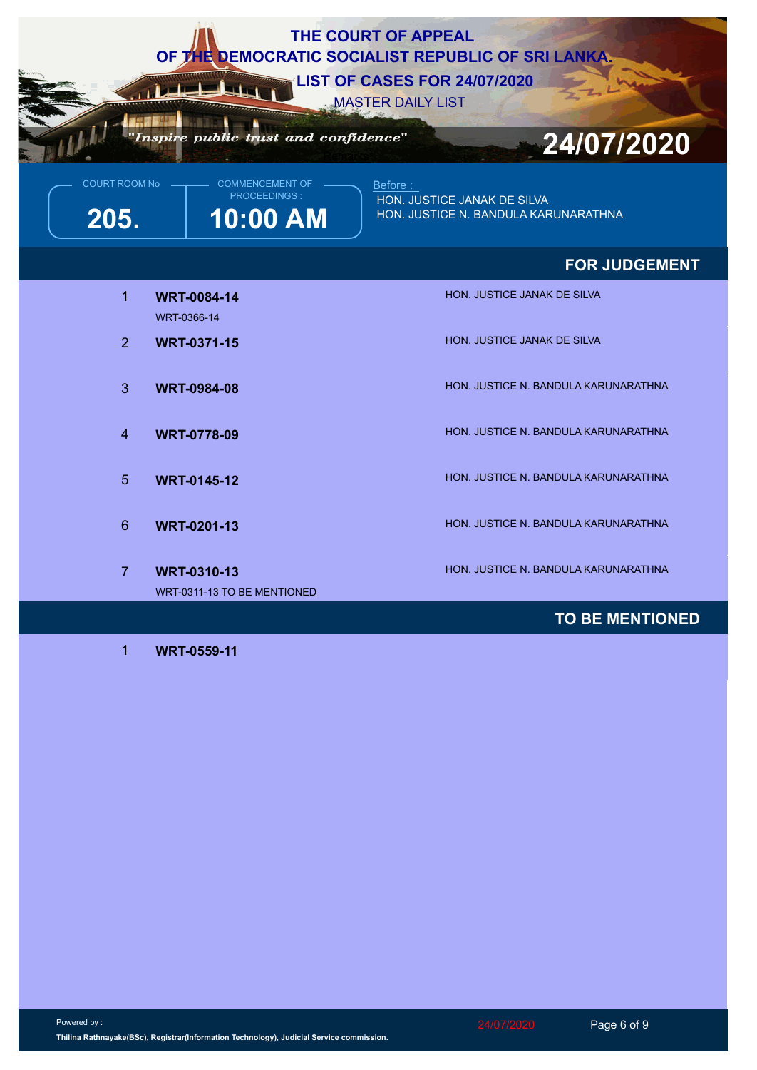# THE COURT OF APPEAL
# OF THE DEMOCRATIC SOCIALIST REPUBLIC OF SRI LANKA.
## LIST OF CASES FOR 24/07/2020
MASTER DAILY LIST

*"Inspire public trust and confidence"*

**24/07/2020**

| COURT ROOM No | COMMENCEMENT OF PROCEEDINGS : | Before : |
|---|---|---|
| **205.** | **10:00 AM** | HON. JUSTICE JANAK DE SILVA<br>HON. JUSTICE N. BANDULA KARUNARATHNA |

## FOR JUDGEMENT

| No | Case | Judge |
|---|---|---|
| 1 | **WRT-0084-14**<br>WRT-0366-14 | HON. JUSTICE JANAK DE SILVA |
| 2 | **WRT-0371-15** | HON. JUSTICE JANAK DE SILVA |
| 3 | **WRT-0984-08** | HON. JUSTICE N. BANDULA KARUNARATHNA |
| 4 | **WRT-0778-09** | HON. JUSTICE N. BANDULA KARUNARATHNA |
| 5 | **WRT-0145-12** | HON. JUSTICE N. BANDULA KARUNARATHNA |
| 6 | **WRT-0201-13** | HON. JUSTICE N. BANDULA KARUNARATHNA |
| 7 | **WRT-0310-13**<br>WRT-0311-13 TO BE MENTIONED | HON. JUSTICE N. BANDULA KARUNARATHNA |

## TO BE MENTIONED

| No | Case |
|---|---|
| 1 | **WRT-0559-11** |

Powered by :
**Thilina Rathnayake(BSc), Registrar(Information Technology), Judicial Service commission.**

24/07/2020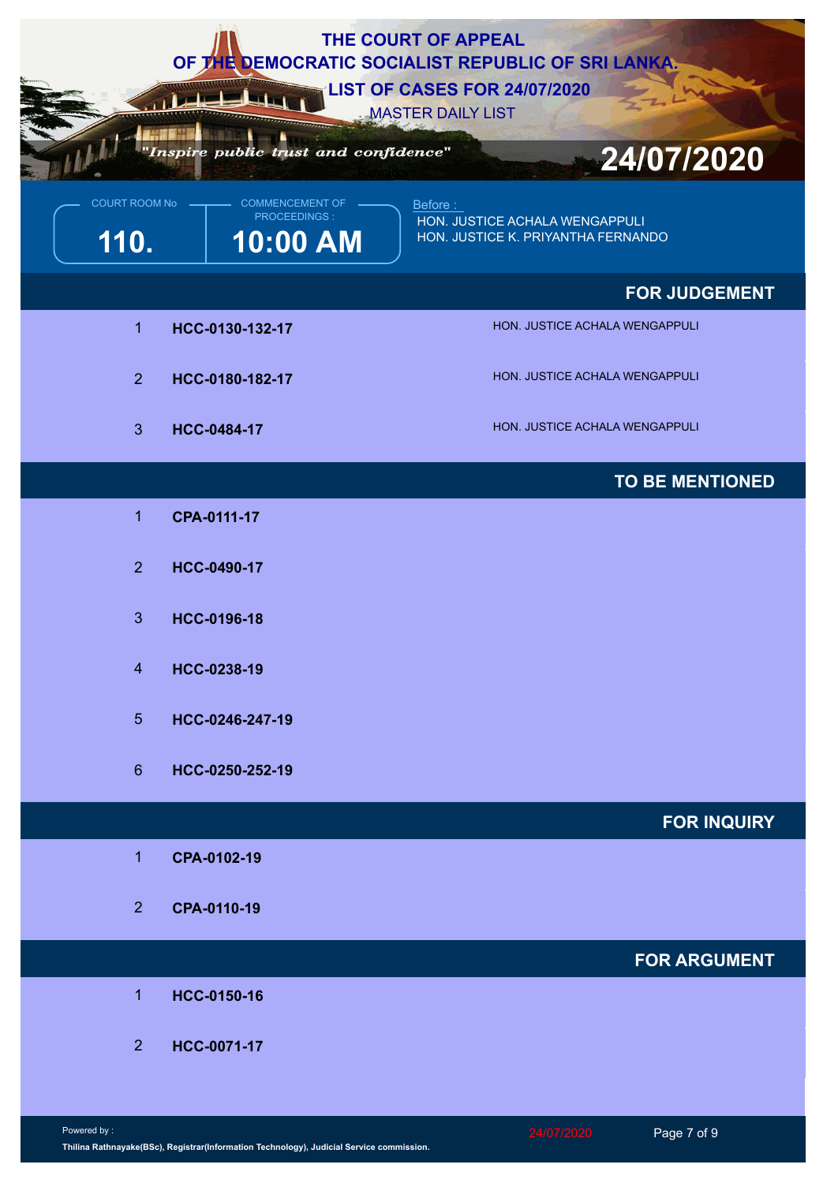# THE COURT OF APPEAL
# OF THE DEMOCRATIC SOCIALIST REPUBLIC OF SRI LANKA.
## LIST OF CASES FOR 24/07/2020
MASTER DAILY LIST

*"Inspire public trust and confidence"*

**24/07/2020**

| COURT ROOM No | COMMENCEMENT OF PROCEEDINGS : | Before : |
|---|---|---|
| **110.** | **10:00 AM** | HON. JUSTICE ACHALA WENGAPPULI<br>HON. JUSTICE K. PRIYANTHA FERNANDO |

## FOR JUDGEMENT

| | | |
|---|---|---|
| 1 | **HCC-0130-132-17** | HON. JUSTICE ACHALA WENGAPPULI |
| 2 | **HCC-0180-182-17** | HON. JUSTICE ACHALA WENGAPPULI |
| 3 | **HCC-0484-17** | HON. JUSTICE ACHALA WENGAPPULI |

## TO BE MENTIONED

| | |
|---|---|
| 1 | **CPA-0111-17** |
| 2 | **HCC-0490-17** |
| 3 | **HCC-0196-18** |
| 4 | **HCC-0238-19** |
| 5 | **HCC-0246-247-19** |
| 6 | **HCC-0250-252-19** |

## FOR INQUIRY

| | |
|---|---|
| 1 | **CPA-0102-19** |
| 2 | **CPA-0110-19** |

## FOR ARGUMENT

| | |
|---|---|
| 1 | **HCC-0150-16** |
| 2 | **HCC-0071-17** |

Powered by :
**Thilina Rathnayake(BSc), Registrar(Information Technology), Judicial Service commission.**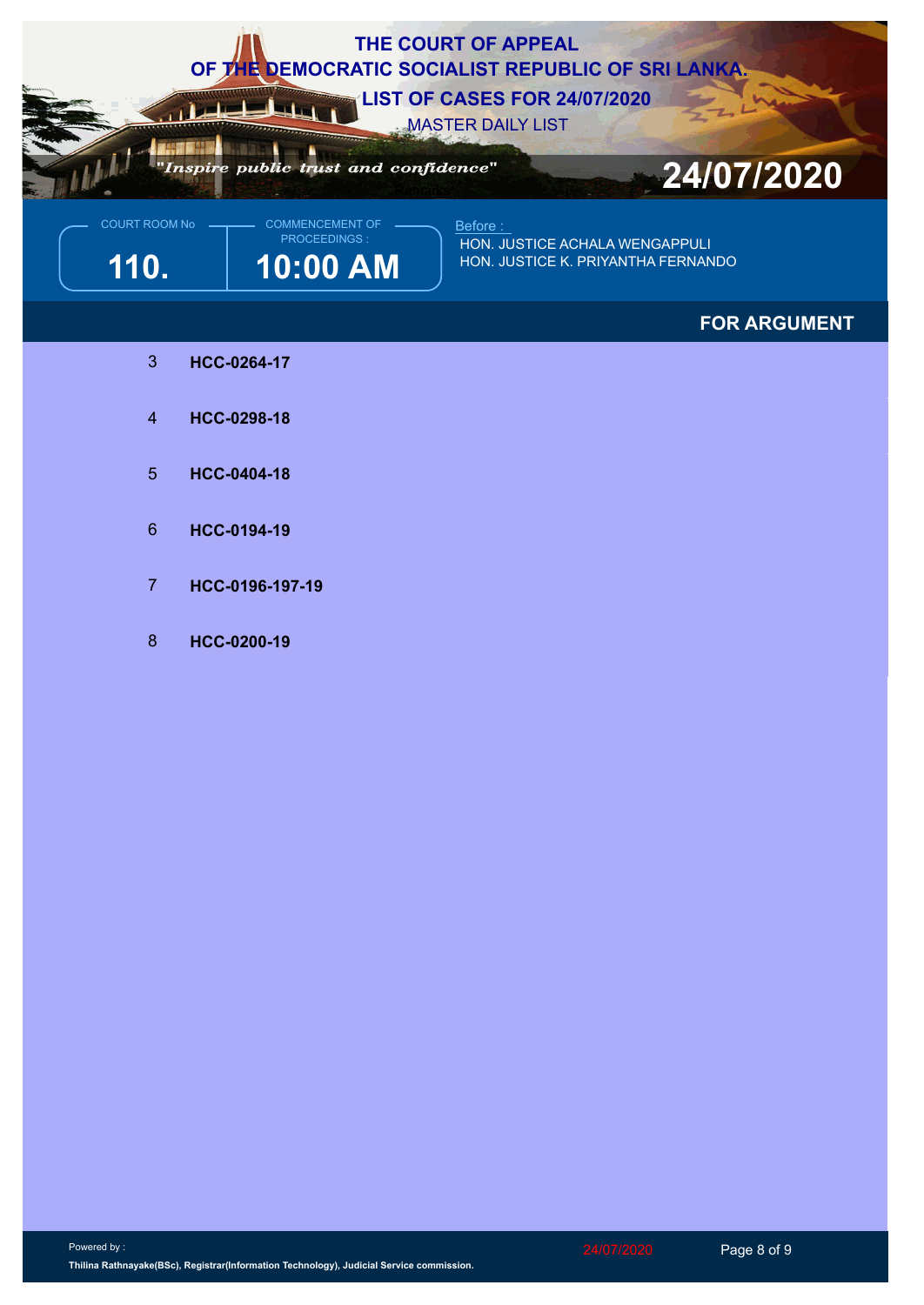# THE COURT OF APPEAL
# OF THE DEMOCRATIC SOCIALIST REPUBLIC OF SRI LANKA.
## LIST OF CASES FOR 24/07/2020
MASTER DAILY LIST

*"Inspire public trust and confidence"*

**24/07/2020**

| COURT ROOM No | COMMENCEMENT OF PROCEEDINGS : | Before : |
|---|---|---|
| **110.** | **10:00 AM** | HON. JUSTICE ACHALA WENGAPPULI<br>HON. JUSTICE K. PRIYANTHA FERNANDO |

## FOR ARGUMENT

| No. | Case |
|---|---|
| 3 | **HCC-0264-17** |
| 4 | **HCC-0298-18** |
| 5 | **HCC-0404-18** |
| 6 | **HCC-0194-19** |
| 7 | **HCC-0196-197-19** |
| 8 | **HCC-0200-19** |

Powered by :
**Thilina Rathnayake(BSc), Registrar(Information Technology), Judicial Service commission.**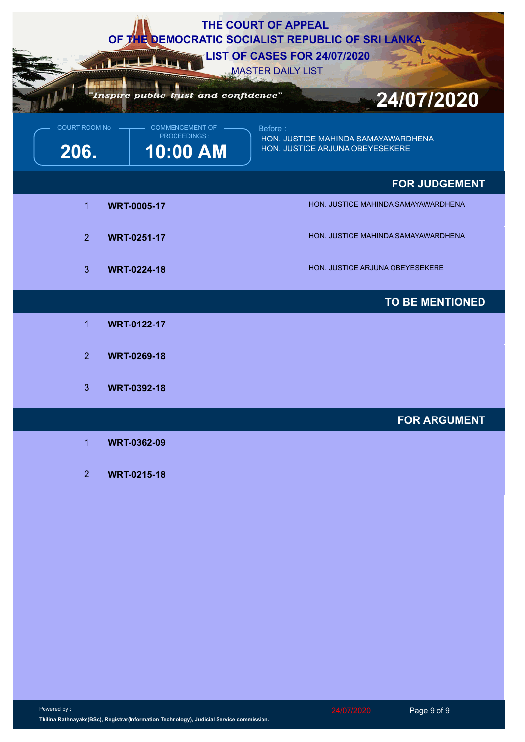# THE COURT OF APPEAL
# OF THE DEMOCRATIC SOCIALIST REPUBLIC OF SRI LANKA.
## LIST OF CASES FOR 24/07/2020
MASTER DAILY LIST

*"Inspire public trust and confidence"*

**24/07/2020**

COURT ROOM No: **206.**

COMMENCEMENT OF PROCEEDINGS: **10:00 AM**

Before :
HON. JUSTICE MAHINDA SAMAYAWARDHENA
HON. JUSTICE ARJUNA OBEYESEKERE

## FOR JUDGEMENT

| | | |
|---|---|---|
| 1 | **WRT-0005-17** | HON. JUSTICE MAHINDA SAMAYAWARDHENA |
| 2 | **WRT-0251-17** | HON. JUSTICE MAHINDA SAMAYAWARDHENA |
| 3 | **WRT-0224-18** | HON. JUSTICE ARJUNA OBEYESEKERE |

## TO BE MENTIONED

| | |
|---|---|
| 1 | **WRT-0122-17** |
| 2 | **WRT-0269-18** |
| 3 | **WRT-0392-18** |

## FOR ARGUMENT

| | |
|---|---|
| 1 | **WRT-0362-09** |
| 2 | **WRT-0215-18** |

Powered by :
**Thilina Rathnayake(BSc), Registrar(Information Technology), Judicial Service commission.**